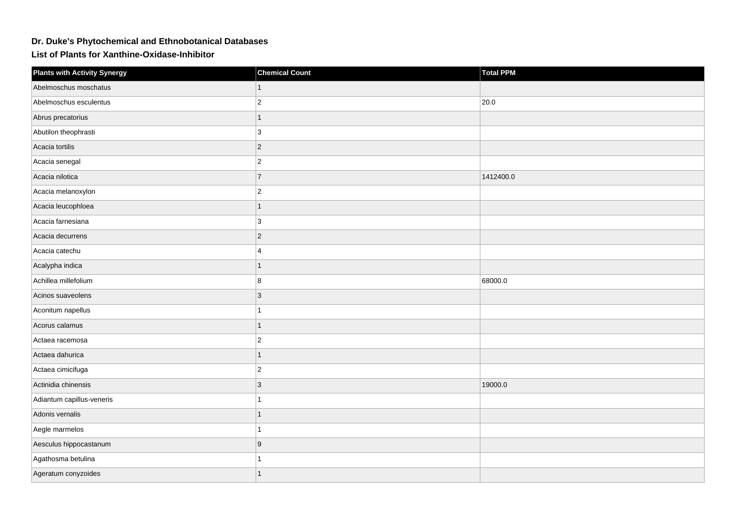# Dr. Duke's Phytochemical and Ethnobotanical Databases

## List of Plants for Xanthine-Oxidase-Inhibitor

| Plants with Activity Synergy | Chemical Count | Total PPM |
| --- | --- | --- |
| Abelmoschus moschatus | 1 | |
| Abelmoschus esculentus | 2 | 20.0 |
| Abrus precatorius | 1 | |
| Abutilon theophrasti | 3 | |
| Acacia tortilis | 2 | |
| Acacia senegal | 2 | |
| Acacia nilotica | 7 | 1412400.0 |
| Acacia melanoxylon | 2 | |
| Acacia leucophloea | 1 | |
| Acacia farnesiana | 3 | |
| Acacia decurrens | 2 | |
| Acacia catechu | 4 | |
| Acalypha indica | 1 | |
| Achillea millefolium | 8 | 68000.0 |
| Acinos suaveolens | 3 | |
| Aconitum napellus | 1 | |
| Acorus calamus | 1 | |
| Actaea racemosa | 2 | |
| Actaea dahurica | 1 | |
| Actaea cimicifuga | 2 | |
| Actinidia chinensis | 3 | 19000.0 |
| Adiantum capillus-veneris | 1 | |
| Adonis vernalis | 1 | |
| Aegle marmelos | 1 | |
| Aesculus hippocastanum | 9 | |
| Agathosma betulina | 1 | |
| Ageratum conyzoides | 1 | |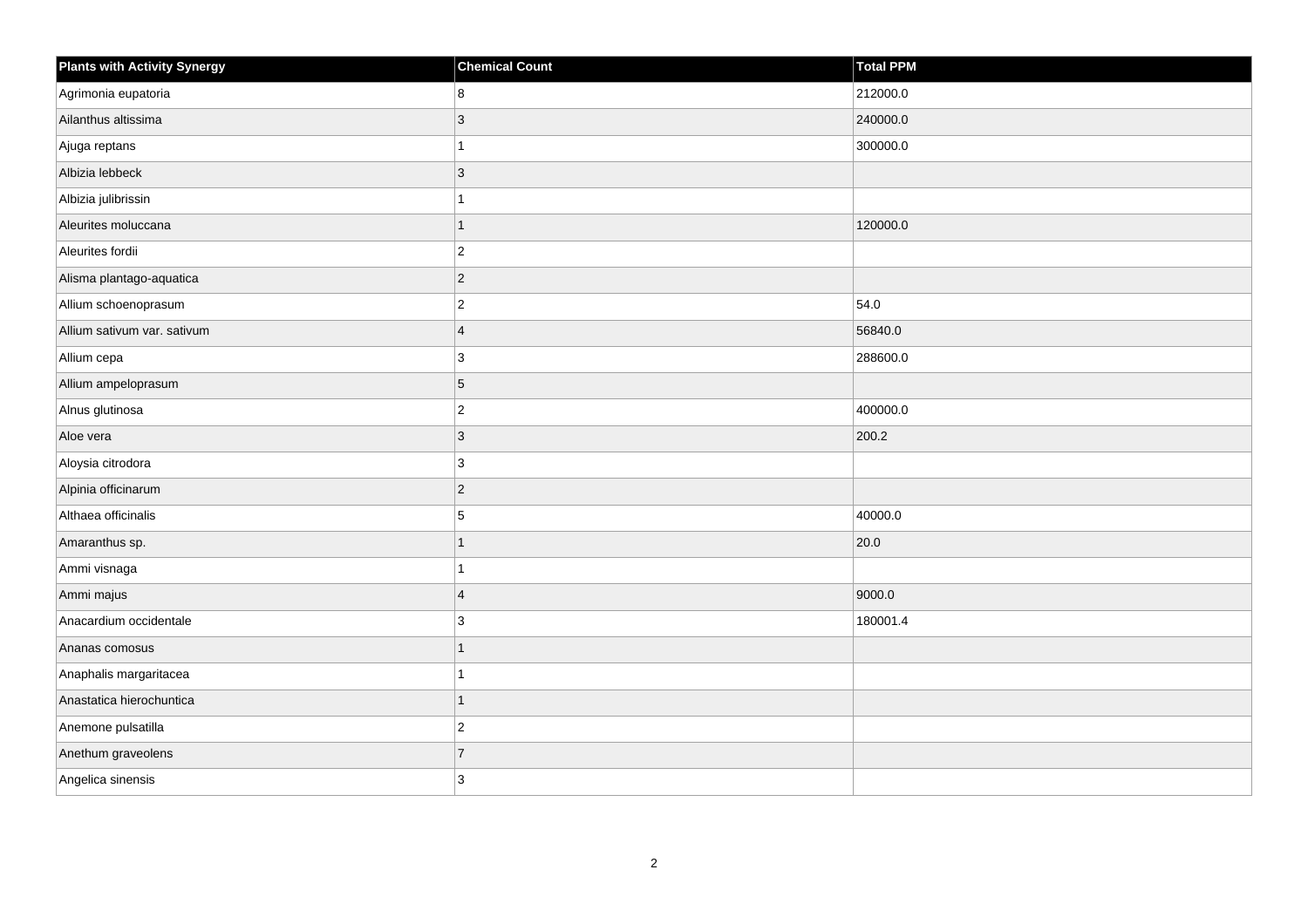| Plants with Activity Synergy | Chemical Count | Total PPM |
| --- | --- | --- |
| Agrimonia eupatoria | 8 | 212000.0 |
| Ailanthus altissima | 3 | 240000.0 |
| Ajuga reptans | 1 | 300000.0 |
| Albizia lebbeck | 3 | |
| Albizia julibrissin | 1 | |
| Aleurites moluccana | 1 | 120000.0 |
| Aleurites fordii | 2 | |
| Alisma plantago-aquatica | 2 | |
| Allium schoenoprasum | 2 | 54.0 |
| Allium sativum var. sativum | 4 | 56840.0 |
| Allium cepa | 3 | 288600.0 |
| Allium ampeloprasum | 5 | |
| Alnus glutinosa | 2 | 400000.0 |
| Aloe vera | 3 | 200.2 |
| Aloysia citrodora | 3 | |
| Alpinia officinarum | 2 | |
| Althaea officinalis | 5 | 40000.0 |
| Amaranthus sp. | 1 | 20.0 |
| Ammi visnaga | 1 | |
| Ammi majus | 4 | 9000.0 |
| Anacardium occidentale | 3 | 180001.4 |
| Ananas comosus | 1 | |
| Anaphalis margaritacea | 1 | |
| Anastatica hierochuntica | 1 | |
| Anemone pulsatilla | 2 | |
| Anethum graveolens | 7 | |
| Angelica sinensis | 3 | |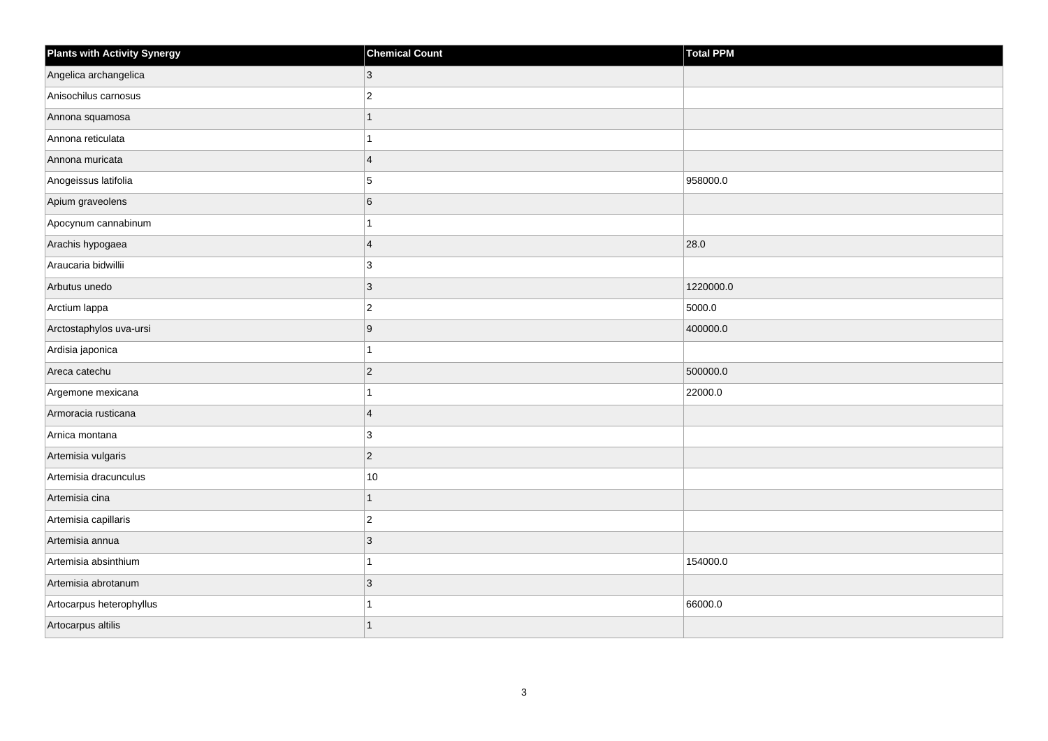| Plants with Activity Synergy | Chemical Count | Total PPM |
| --- | --- | --- |
| Angelica archangelica | 3 | |
| Anisochilus carnosus | 2 | |
| Annona squamosa | 1 | |
| Annona reticulata | 1 | |
| Annona muricata | 4 | |
| Anogeissus latifolia | 5 | 958000.0 |
| Apium graveolens | 6 | |
| Apocynum cannabinum | 1 | |
| Arachis hypogaea | 4 | 28.0 |
| Araucaria bidwillii | 3 | |
| Arbutus unedo | 3 | 1220000.0 |
| Arctium lappa | 2 | 5000.0 |
| Arctostaphylos uva-ursi | 9 | 400000.0 |
| Ardisia japonica | 1 | |
| Areca catechu | 2 | 500000.0 |
| Argemone mexicana | 1 | 22000.0 |
| Armoracia rusticana | 4 | |
| Arnica montana | 3 | |
| Artemisia vulgaris | 2 | |
| Artemisia dracunculus | 10 | |
| Artemisia cina | 1 | |
| Artemisia capillaris | 2 | |
| Artemisia annua | 3 | |
| Artemisia absinthium | 1 | 154000.0 |
| Artemisia abrotanum | 3 | |
| Artocarpus heterophyllus | 1 | 66000.0 |
| Artocarpus altilis | 1 | |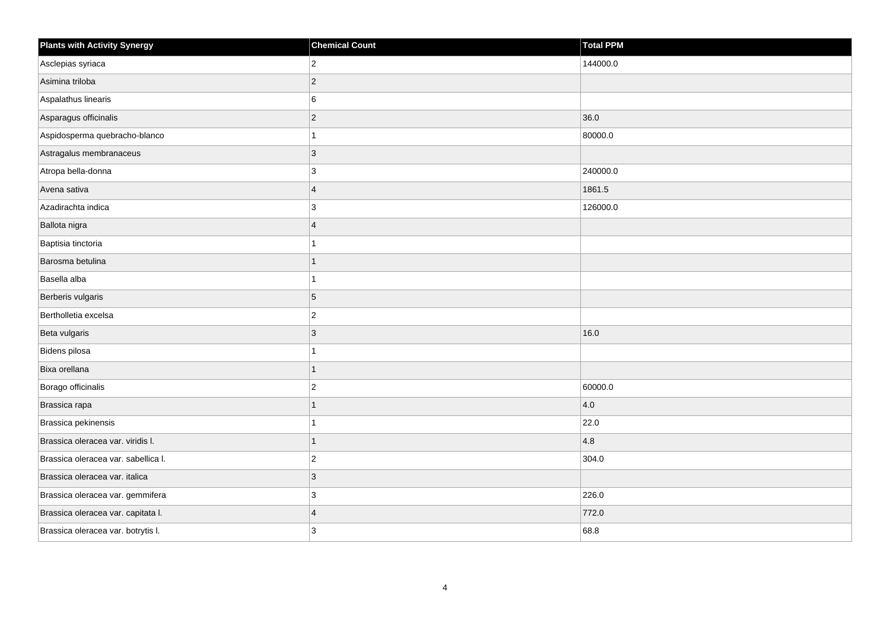| Plants with Activity Synergy | Chemical Count | Total PPM |
| --- | --- | --- |
| Asclepias syriaca | 2 | 144000.0 |
| Asimina triloba | 2 | |
| Aspalathus linearis | 6 | |
| Asparagus officinalis | 2 | 36.0 |
| Aspidosperma quebracho-blanco | 1 | 80000.0 |
| Astragalus membranaceus | 3 | |
| Atropa bella-donna | 3 | 240000.0 |
| Avena sativa | 4 | 1861.5 |
| Azadirachta indica | 3 | 126000.0 |
| Ballota nigra | 4 | |
| Baptisia tinctoria | 1 | |
| Barosma betulina | 1 | |
| Basella alba | 1 | |
| Berberis vulgaris | 5 | |
| Bertholletia excelsa | 2 | |
| Beta vulgaris | 3 | 16.0 |
| Bidens pilosa | 1 | |
| Bixa orellana | 1 | |
| Borago officinalis | 2 | 60000.0 |
| Brassica rapa | 1 | 4.0 |
| Brassica pekinensis | 1 | 22.0 |
| Brassica oleracea var. viridis l. | 1 | 4.8 |
| Brassica oleracea var. sabellica l. | 2 | 304.0 |
| Brassica oleracea var. italica | 3 | |
| Brassica oleracea var. gemmifera | 3 | 226.0 |
| Brassica oleracea var. capitata l. | 4 | 772.0 |
| Brassica oleracea var. botrytis l. | 3 | 68.8 |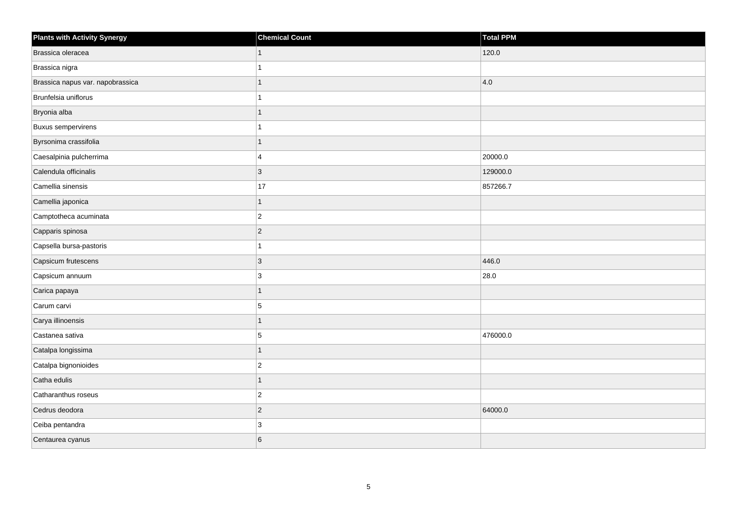| Plants with Activity Synergy | Chemical Count | Total PPM |
| --- | --- | --- |
| Brassica oleracea | 1 | 120.0 |
| Brassica nigra | 1 | |
| Brassica napus var. napobrassica | 1 | 4.0 |
| Brunfelsia uniflorus | 1 | |
| Bryonia alba | 1 | |
| Buxus sempervirens | 1 | |
| Byrsonima crassifolia | 1 | |
| Caesalpinia pulcherrima | 4 | 20000.0 |
| Calendula officinalis | 3 | 129000.0 |
| Camellia sinensis | 17 | 857266.7 |
| Camellia japonica | 1 | |
| Camptotheca acuminata | 2 | |
| Capparis spinosa | 2 | |
| Capsella bursa-pastoris | 1 | |
| Capsicum frutescens | 3 | 446.0 |
| Capsicum annuum | 3 | 28.0 |
| Carica papaya | 1 | |
| Carum carvi | 5 | |
| Carya illinoensis | 1 | |
| Castanea sativa | 5 | 476000.0 |
| Catalpa longissima | 1 | |
| Catalpa bignonioides | 2 | |
| Catha edulis | 1 | |
| Catharanthus roseus | 2 | |
| Cedrus deodora | 2 | 64000.0 |
| Ceiba pentandra | 3 | |
| Centaurea cyanus | 6 | |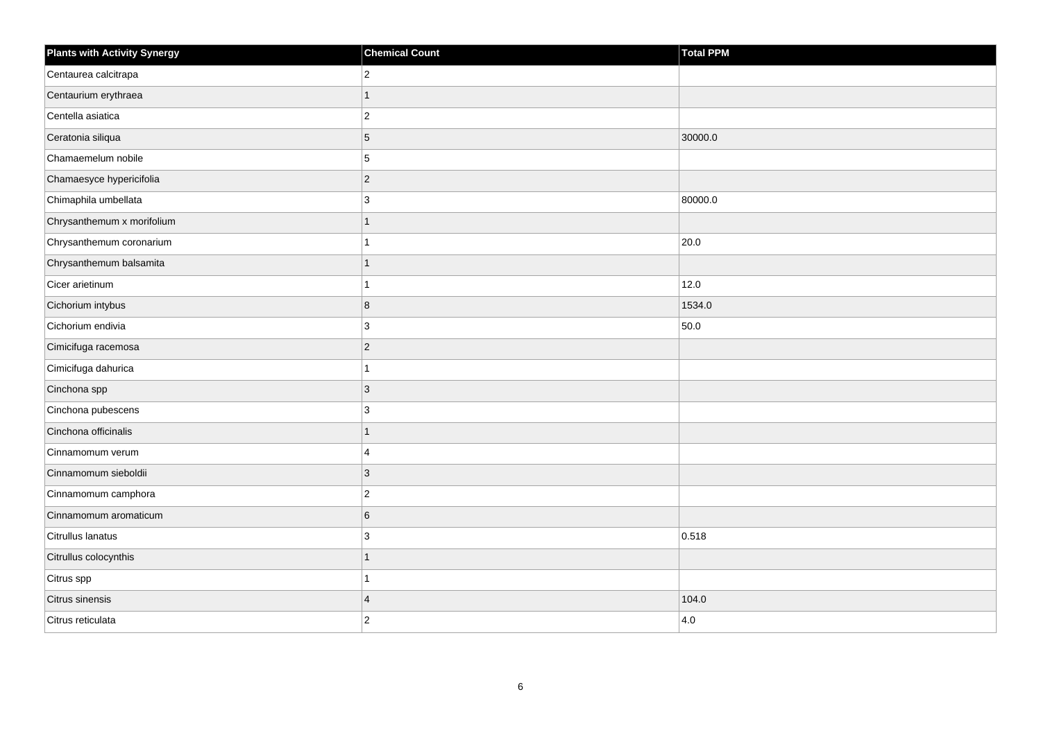| Plants with Activity Synergy | Chemical Count | Total PPM |
| --- | --- | --- |
| Centaurea calcitrapa | 2 | |
| Centaurium erythraea | 1 | |
| Centella asiatica | 2 | |
| Ceratonia siliqua | 5 | 30000.0 |
| Chamaemelum nobile | 5 | |
| Chamaesyce hypericifolia | 2 | |
| Chimaphila umbellata | 3 | 80000.0 |
| Chrysanthemum x morifolium | 1 | |
| Chrysanthemum coronarium | 1 | 20.0 |
| Chrysanthemum balsamita | 1 | |
| Cicer arietinum | 1 | 12.0 |
| Cichorium intybus | 8 | 1534.0 |
| Cichorium endivia | 3 | 50.0 |
| Cimicifuga racemosa | 2 | |
| Cimicifuga dahurica | 1 | |
| Cinchona spp | 3 | |
| Cinchona pubescens | 3 | |
| Cinchona officinalis | 1 | |
| Cinnamomum verum | 4 | |
| Cinnamomum sieboldii | 3 | |
| Cinnamomum camphora | 2 | |
| Cinnamomum aromaticum | 6 | |
| Citrullus lanatus | 3 | 0.518 |
| Citrullus colocynthis | 1 | |
| Citrus spp | 1 | |
| Citrus sinensis | 4 | 104.0 |
| Citrus reticulata | 2 | 4.0 |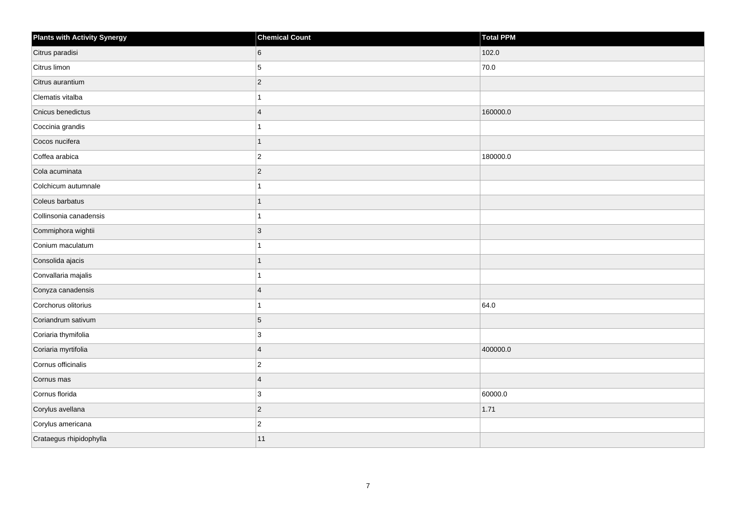| Plants with Activity Synergy | Chemical Count | Total PPM |
| --- | --- | --- |
| Citrus paradisi | 6 | 102.0 |
| Citrus limon | 5 | 70.0 |
| Citrus aurantium | 2 | |
| Clematis vitalba | 1 | |
| Cnicus benedictus | 4 | 160000.0 |
| Coccinia grandis | 1 | |
| Cocos nucifera | 1 | |
| Coffea arabica | 2 | 180000.0 |
| Cola acuminata | 2 | |
| Colchicum autumnale | 1 | |
| Coleus barbatus | 1 | |
| Collinsonia canadensis | 1 | |
| Commiphora wightii | 3 | |
| Conium maculatum | 1 | |
| Consolida ajacis | 1 | |
| Convallaria majalis | 1 | |
| Conyza canadensis | 4 | |
| Corchorus olitorius | 1 | 64.0 |
| Coriandrum sativum | 5 | |
| Coriaria thymifolia | 3 | |
| Coriaria myrtifolia | 4 | 400000.0 |
| Cornus officinalis | 2 | |
| Cornus mas | 4 | |
| Cornus florida | 3 | 60000.0 |
| Corylus avellana | 2 | 1.71 |
| Corylus americana | 2 | |
| Crataegus rhipidophylla | 11 | |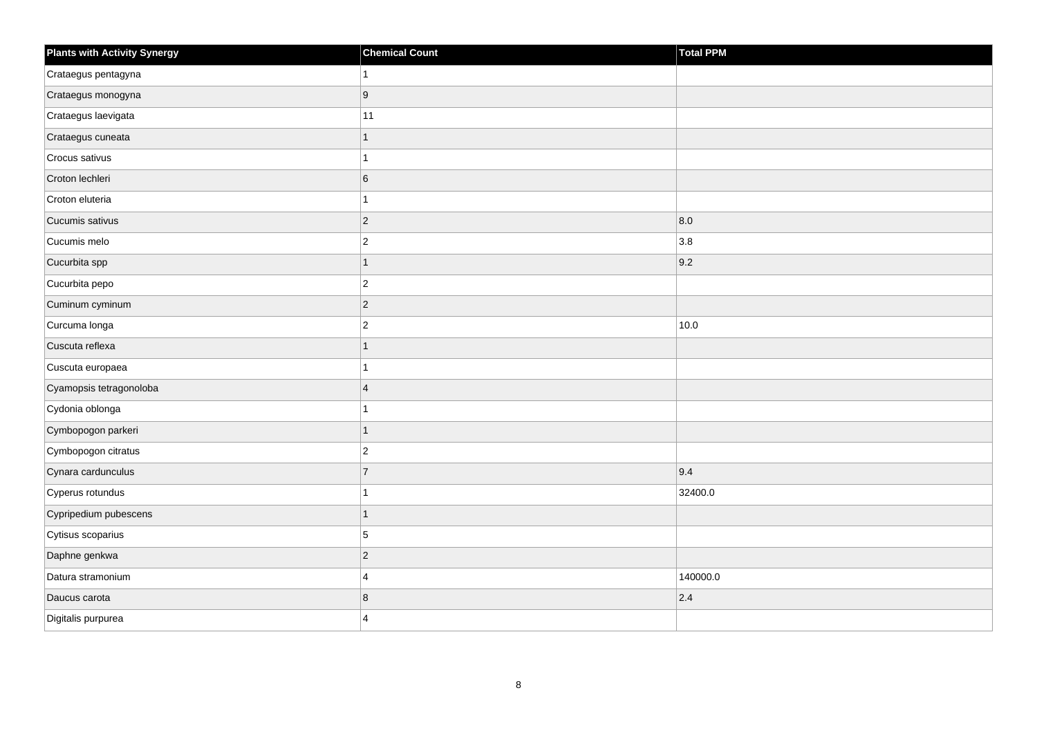| Plants with Activity Synergy | Chemical Count | Total PPM |
| --- | --- | --- |
| Crataegus pentagyna | 1 | |
| Crataegus monogyna | 9 | |
| Crataegus laevigata | 11 | |
| Crataegus cuneata | 1 | |
| Crocus sativus | 1 | |
| Croton lechleri | 6 | |
| Croton eluteria | 1 | |
| Cucumis sativus | 2 | 8.0 |
| Cucumis melo | 2 | 3.8 |
| Cucurbita spp | 1 | 9.2 |
| Cucurbita pepo | 2 | |
| Cuminum cyminum | 2 | |
| Curcuma longa | 2 | 10.0 |
| Cuscuta reflexa | 1 | |
| Cuscuta europaea | 1 | |
| Cyamopsis tetragonoloba | 4 | |
| Cydonia oblonga | 1 | |
| Cymbopogon parkeri | 1 | |
| Cymbopogon citratus | 2 | |
| Cynara cardunculus | 7 | 9.4 |
| Cyperus rotundus | 1 | 32400.0 |
| Cypripedium pubescens | 1 | |
| Cytisus scoparius | 5 | |
| Daphne genkwa | 2 | |
| Datura stramonium | 4 | 140000.0 |
| Daucus carota | 8 | 2.4 |
| Digitalis purpurea | 4 | |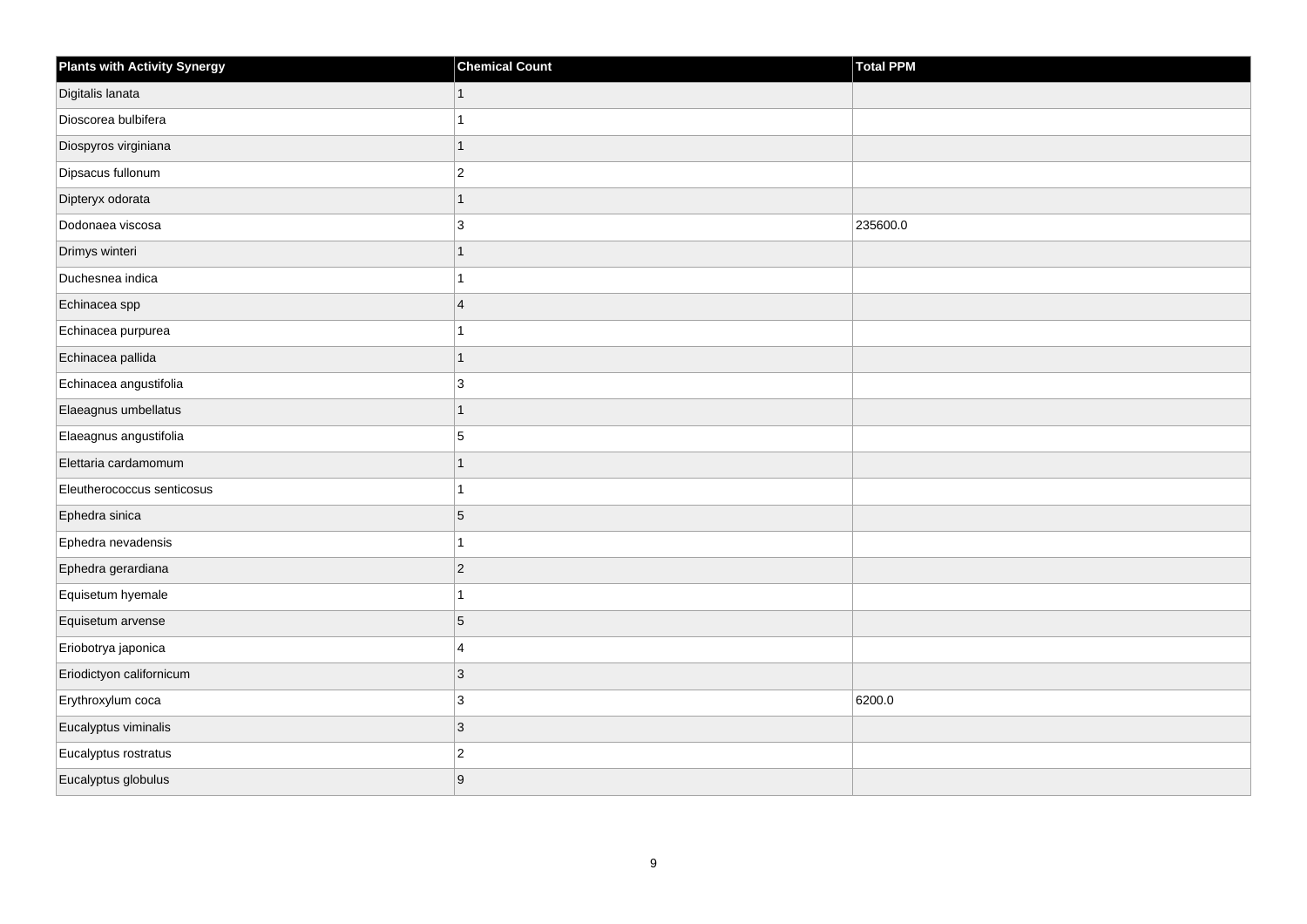| Plants with Activity Synergy | Chemical Count | Total PPM |
| --- | --- | --- |
| Digitalis lanata | 1 | |
| Dioscorea bulbifera | 1 | |
| Diospyros virginiana | 1 | |
| Dipsacus fullonum | 2 | |
| Dipteryx odorata | 1 | |
| Dodonaea viscosa | 3 | 235600.0 |
| Drimys winteri | 1 | |
| Duchesnea indica | 1 | |
| Echinacea spp | 4 | |
| Echinacea purpurea | 1 | |
| Echinacea pallida | 1 | |
| Echinacea angustifolia | 3 | |
| Elaeagnus umbellatus | 1 | |
| Elaeagnus angustifolia | 5 | |
| Elettaria cardamomum | 1 | |
| Eleutherococcus senticosus | 1 | |
| Ephedra sinica | 5 | |
| Ephedra nevadensis | 1 | |
| Ephedra gerardiana | 2 | |
| Equisetum hyemale | 1 | |
| Equisetum arvense | 5 | |
| Eriobotrya japonica | 4 | |
| Eriodictyon californicum | 3 | |
| Erythroxylum coca | 3 | 6200.0 |
| Eucalyptus viminalis | 3 | |
| Eucalyptus rostratus | 2 | |
| Eucalyptus globulus | 9 | |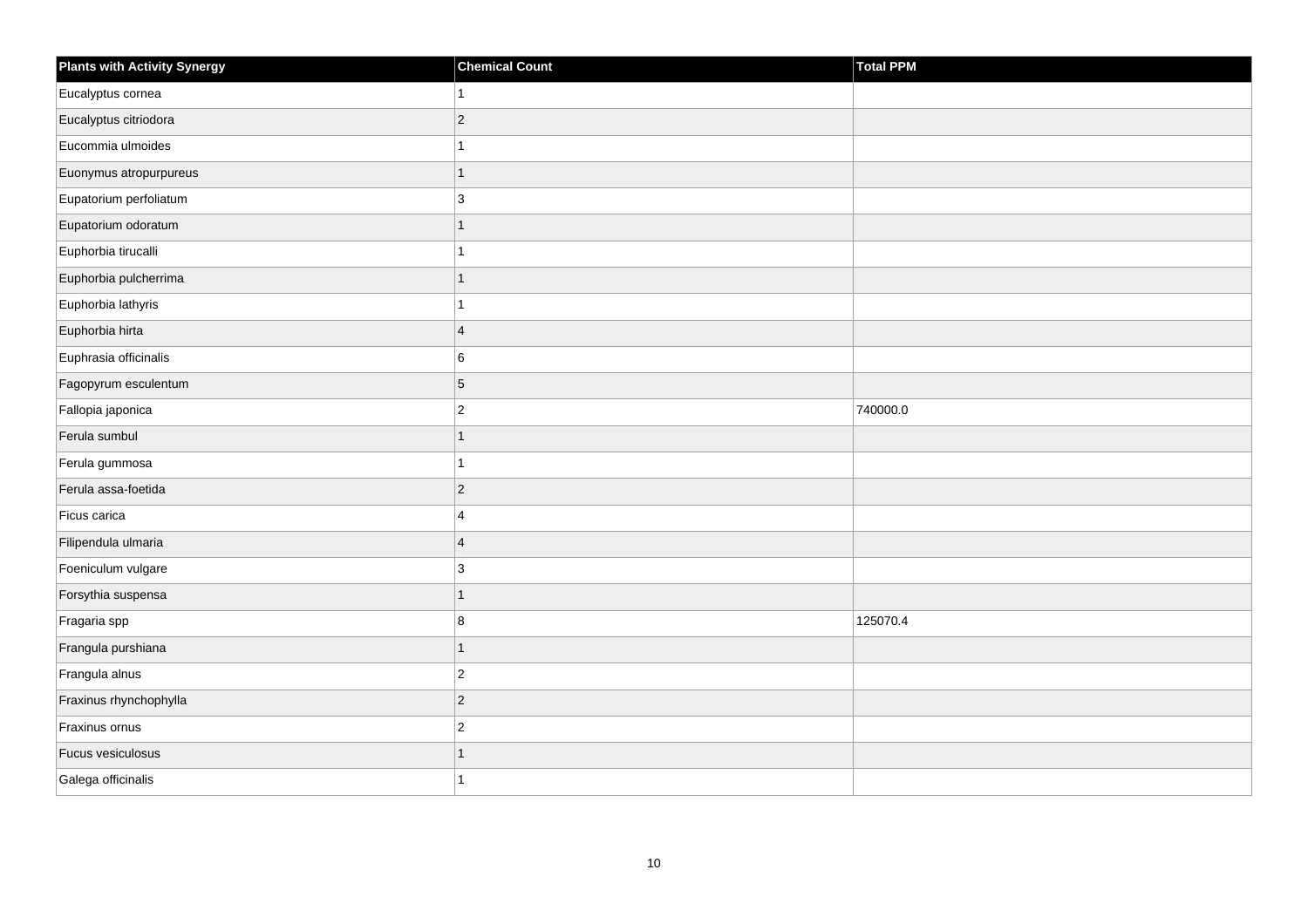| Plants with Activity Synergy | Chemical Count | Total PPM |
| --- | --- | --- |
| Eucalyptus cornea | 1 | |
| Eucalyptus citriodora | 2 | |
| Eucommia ulmoides | 1 | |
| Euonymus atropurpureus | 1 | |
| Eupatorium perfoliatum | 3 | |
| Eupatorium odoratum | 1 | |
| Euphorbia tirucalli | 1 | |
| Euphorbia pulcherrima | 1 | |
| Euphorbia lathyris | 1 | |
| Euphorbia hirta | 4 | |
| Euphrasia officinalis | 6 | |
| Fagopyrum esculentum | 5 | |
| Fallopia japonica | 2 | 740000.0 |
| Ferula sumbul | 1 | |
| Ferula gummosa | 1 | |
| Ferula assa-foetida | 2 | |
| Ficus carica | 4 | |
| Filipendula ulmaria | 4 | |
| Foeniculum vulgare | 3 | |
| Forsythia suspensa | 1 | |
| Fragaria spp | 8 | 125070.4 |
| Frangula purshiana | 1 | |
| Frangula alnus | 2 | |
| Fraxinus rhynchophylla | 2 | |
| Fraxinus ornus | 2 | |
| Fucus vesiculosus | 1 | |
| Galega officinalis | 1 | |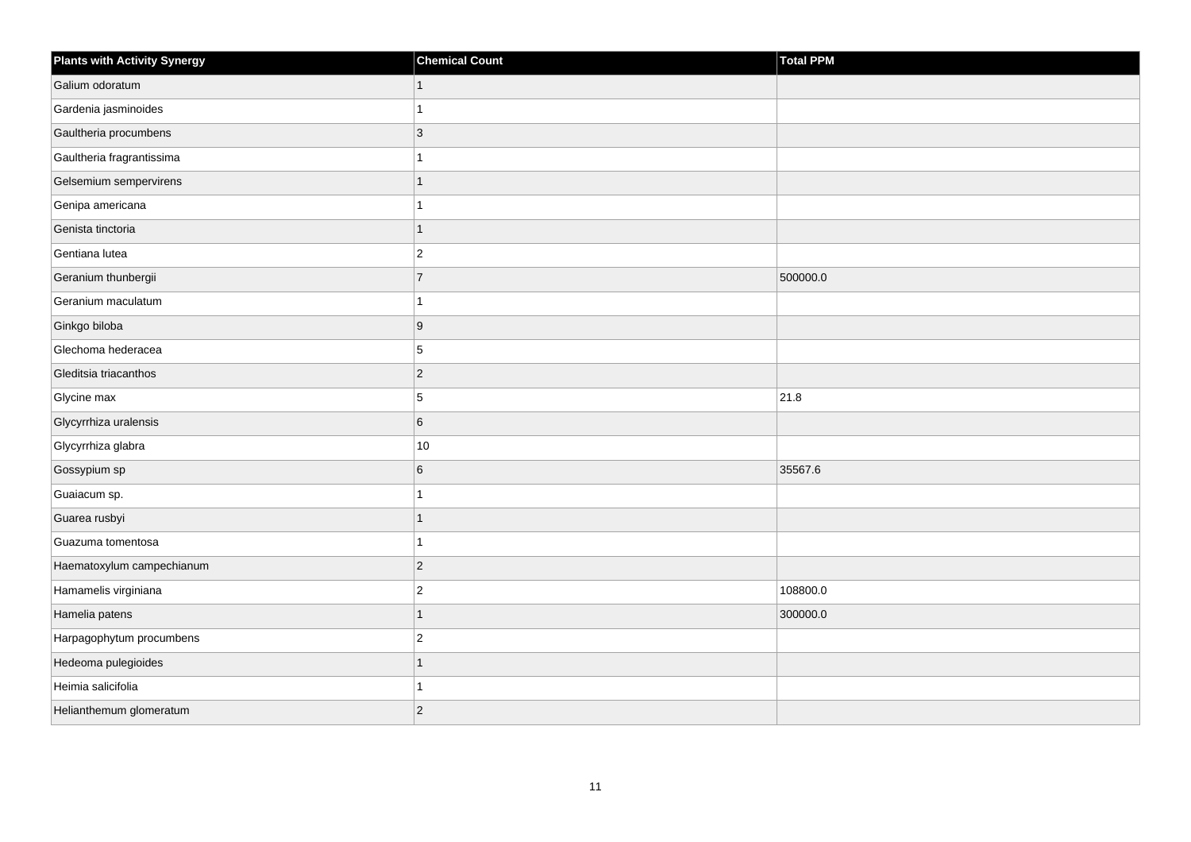| Plants with Activity Synergy | Chemical Count | Total PPM |
| --- | --- | --- |
| Galium odoratum | 1 | |
| Gardenia jasminoides | 1 | |
| Gaultheria procumbens | 3 | |
| Gaultheria fragrantissima | 1 | |
| Gelsemium sempervirens | 1 | |
| Genipa americana | 1 | |
| Genista tinctoria | 1 | |
| Gentiana lutea | 2 | |
| Geranium thunbergii | 7 | 500000.0 |
| Geranium maculatum | 1 | |
| Ginkgo biloba | 9 | |
| Glechoma hederacea | 5 | |
| Gleditsia triacanthos | 2 | |
| Glycine max | 5 | 21.8 |
| Glycyrrhiza uralensis | 6 | |
| Glycyrrhiza glabra | 10 | |
| Gossypium sp | 6 | 35567.6 |
| Guaiacum sp. | 1 | |
| Guarea rusbyi | 1 | |
| Guazuma tomentosa | 1 | |
| Haematoxylum campechianum | 2 | |
| Hamamelis virginiana | 2 | 108800.0 |
| Hamelia patens | 1 | 300000.0 |
| Harpagophytum procumbens | 2 | |
| Hedeoma pulegioides | 1 | |
| Heimia salicifolia | 1 | |
| Helianthemum glomeratum | 2 | |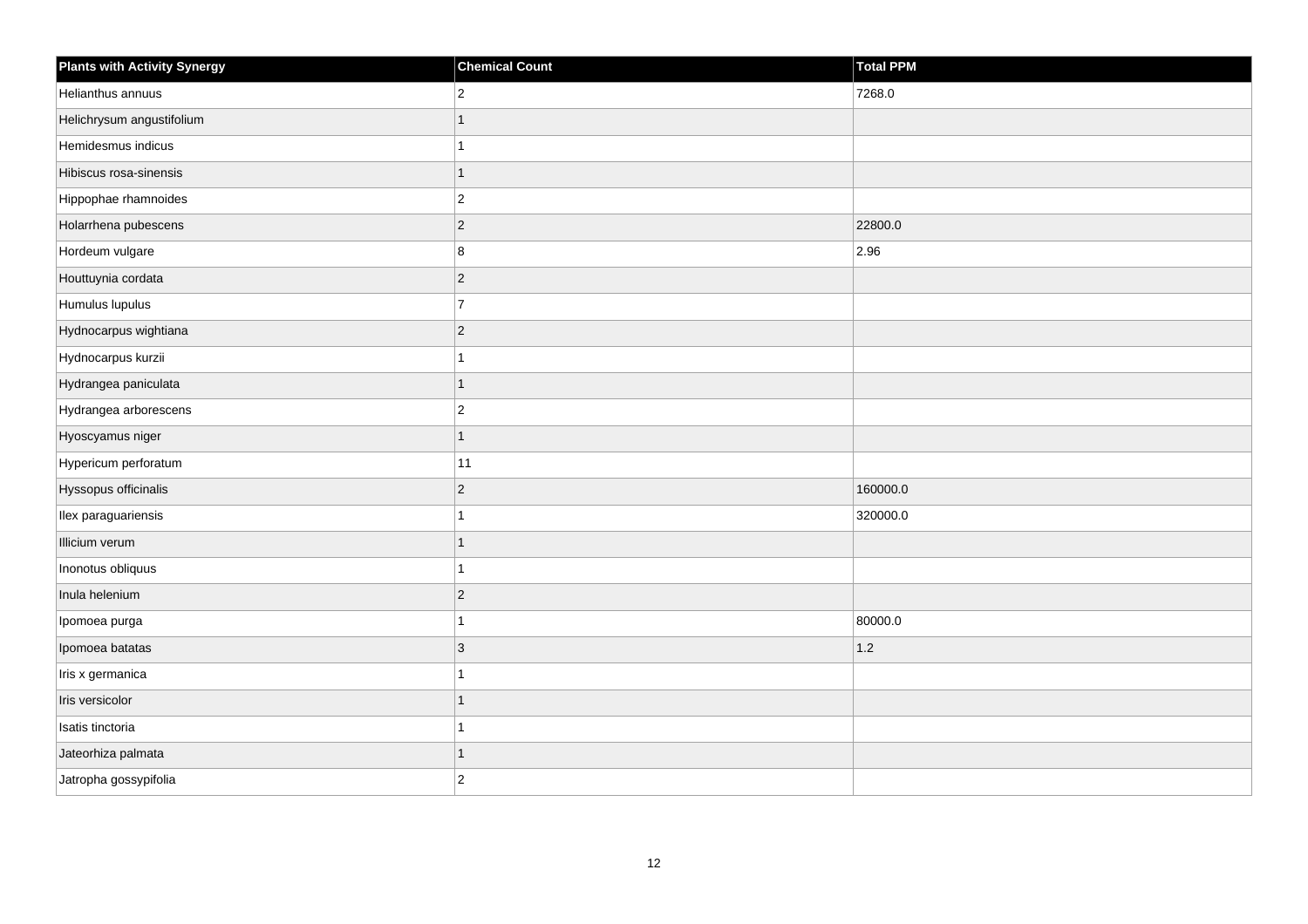| Plants with Activity Synergy | Chemical Count | Total PPM |
| --- | --- | --- |
| Helianthus annuus | 2 | 7268.0 |
| Helichrysum angustifolium | 1 | |
| Hemidesmus indicus | 1 | |
| Hibiscus rosa-sinensis | 1 | |
| Hippophae rhamnoides | 2 | |
| Holarrhena pubescens | 2 | 22800.0 |
| Hordeum vulgare | 8 | 2.96 |
| Houttuynia cordata | 2 | |
| Humulus lupulus | 7 | |
| Hydnocarpus wightiana | 2 | |
| Hydnocarpus kurzii | 1 | |
| Hydrangea paniculata | 1 | |
| Hydrangea arborescens | 2 | |
| Hyoscyamus niger | 1 | |
| Hypericum perforatum | 11 | |
| Hyssopus officinalis | 2 | 160000.0 |
| Ilex paraguariensis | 1 | 320000.0 |
| Illicium verum | 1 | |
| Inonotus obliquus | 1 | |
| Inula helenium | 2 | |
| Ipomoea purga | 1 | 80000.0 |
| Ipomoea batatas | 3 | 1.2 |
| Iris x germanica | 1 | |
| Iris versicolor | 1 | |
| Isatis tinctoria | 1 | |
| Jateorhiza palmata | 1 | |
| Jatropha gossypifolia | 2 | |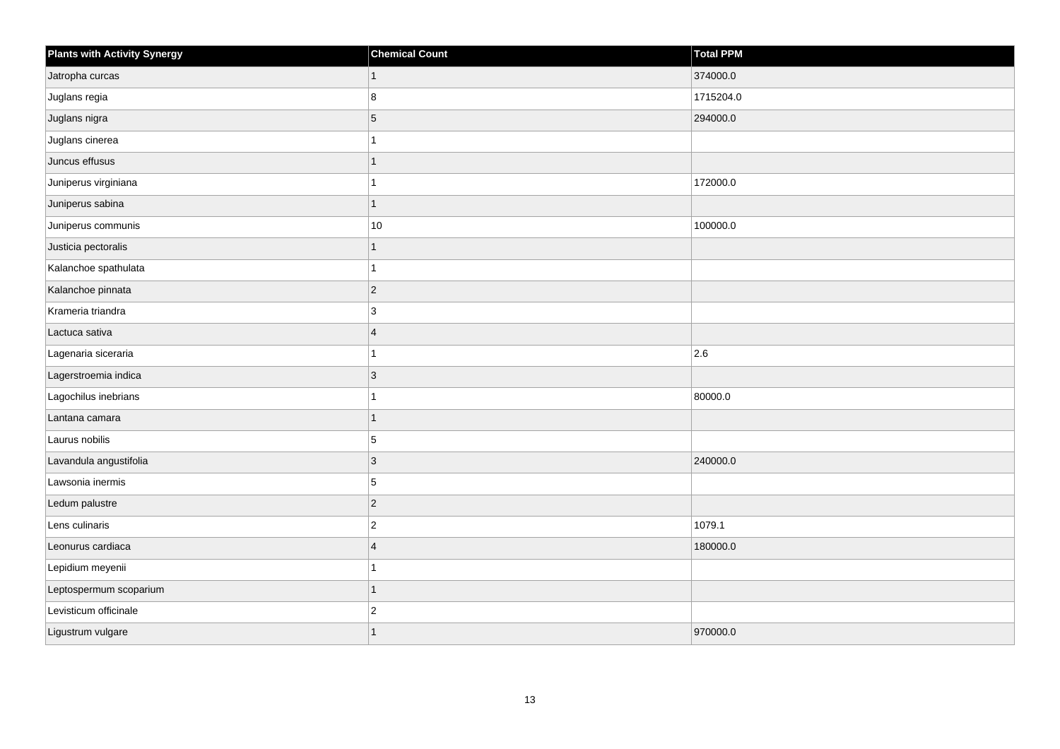| Plants with Activity Synergy | Chemical Count | Total PPM |
|---|---|---|
| Jatropha curcas | 1 | 374000.0 |
| Juglans regia | 8 | 1715204.0 |
| Juglans nigra | 5 | 294000.0 |
| Juglans cinerea | 1 | |
| Juncus effusus | 1 | |
| Juniperus virginiana | 1 | 172000.0 |
| Juniperus sabina | 1 | |
| Juniperus communis | 10 | 100000.0 |
| Justicia pectoralis | 1 | |
| Kalanchoe spathulata | 1 | |
| Kalanchoe pinnata | 2 | |
| Krameria triandra | 3 | |
| Lactuca sativa | 4 | |
| Lagenaria siceraria | 1 | 2.6 |
| Lagerstroemia indica | 3 | |
| Lagochilus inebrians | 1 | 80000.0 |
| Lantana camara | 1 | |
| Laurus nobilis | 5 | |
| Lavandula angustifolia | 3 | 240000.0 |
| Lawsonia inermis | 5 | |
| Ledum palustre | 2 | |
| Lens culinaris | 2 | 1079.1 |
| Leonurus cardiaca | 4 | 180000.0 |
| Lepidium meyenii | 1 | |
| Leptospermum scoparium | 1 | |
| Levisticum officinale | 2 | |
| Ligustrum vulgare | 1 | 970000.0 |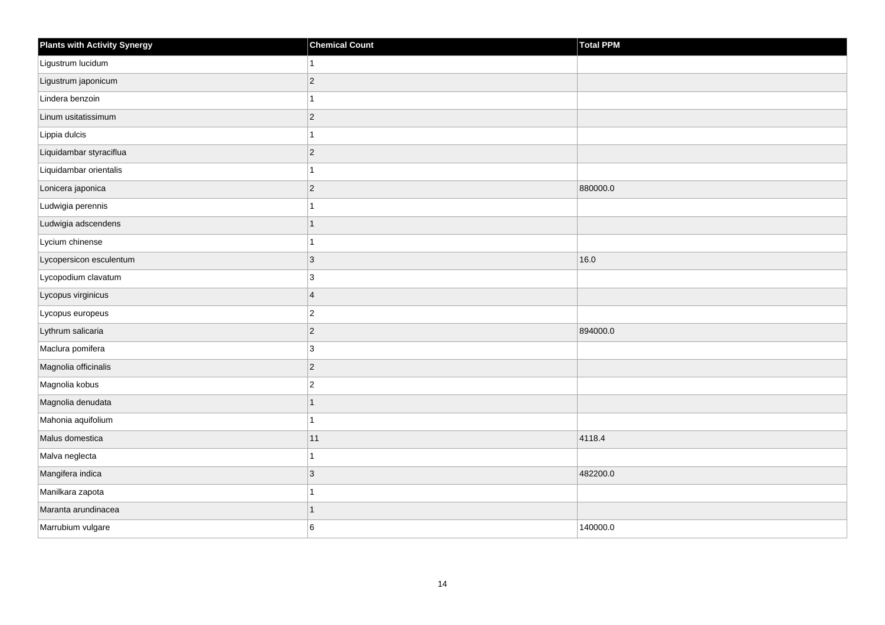| Plants with Activity Synergy | Chemical Count | Total PPM |
| --- | --- | --- |
| Ligustrum lucidum | 1 | |
| Ligustrum japonicum | 2 | |
| Lindera benzoin | 1 | |
| Linum usitatissimum | 2 | |
| Lippia dulcis | 1 | |
| Liquidambar styraciflua | 2 | |
| Liquidambar orientalis | 1 | |
| Lonicera japonica | 2 | 880000.0 |
| Ludwigia perennis | 1 | |
| Ludwigia adscendens | 1 | |
| Lycium chinense | 1 | |
| Lycopersicon esculentum | 3 | 16.0 |
| Lycopodium clavatum | 3 | |
| Lycopus virginicus | 4 | |
| Lycopus europeus | 2 | |
| Lythrum salicaria | 2 | 894000.0 |
| Maclura pomifera | 3 | |
| Magnolia officinalis | 2 | |
| Magnolia kobus | 2 | |
| Magnolia denudata | 1 | |
| Mahonia aquifolium | 1 | |
| Malus domestica | 11 | 4118.4 |
| Malva neglecta | 1 | |
| Mangifera indica | 3 | 482200.0 |
| Manilkara zapota | 1 | |
| Maranta arundinacea | 1 | |
| Marrubium vulgare | 6 | 140000.0 |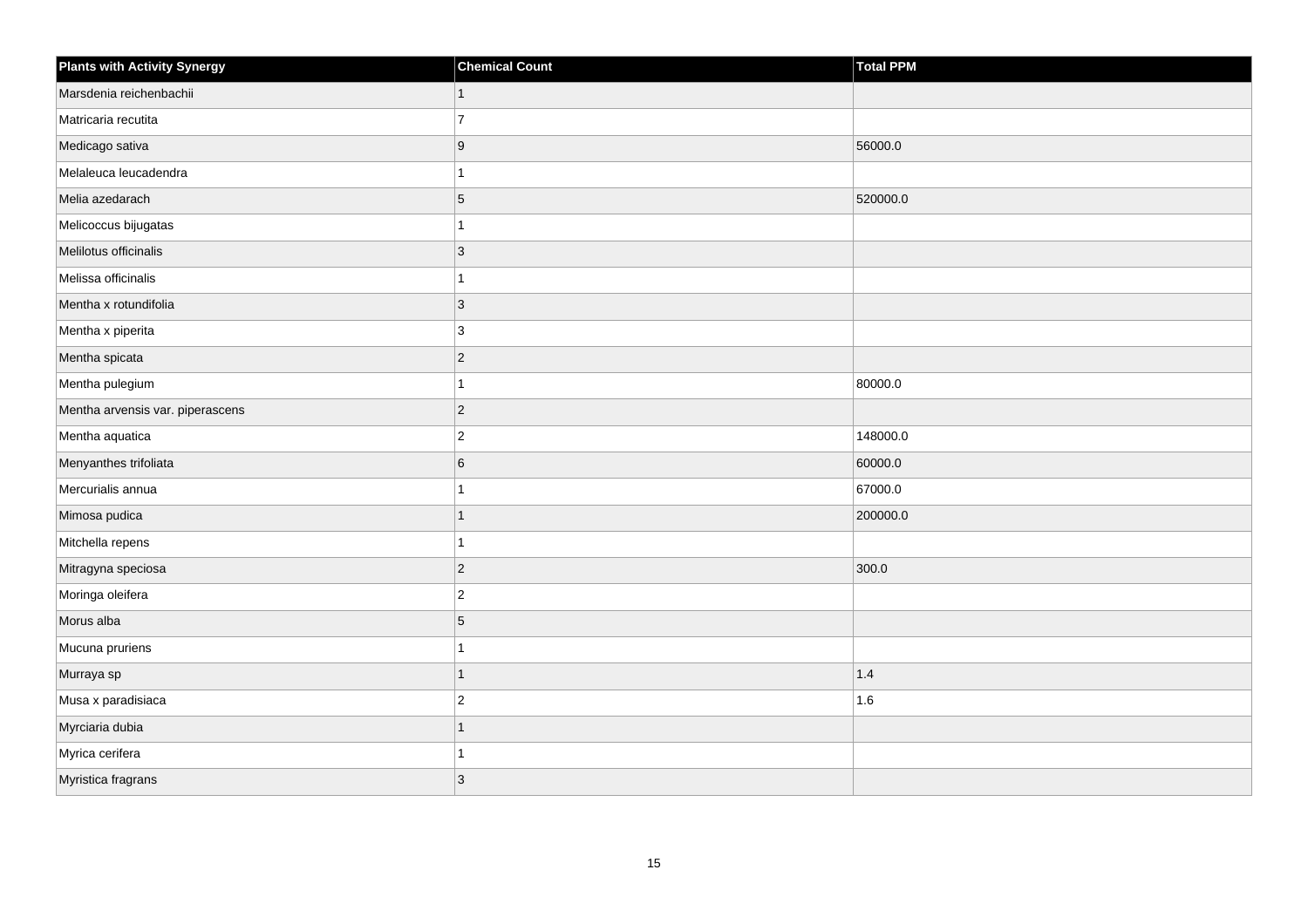| Plants with Activity Synergy | Chemical Count | Total PPM |
| --- | --- | --- |
| Marsdenia reichenbachii | 1 | |
| Matricaria recutita | 7 | |
| Medicago sativa | 9 | 56000.0 |
| Melaleuca leucadendra | 1 | |
| Melia azedarach | 5 | 520000.0 |
| Melicoccus bijugatas | 1 | |
| Melilotus officinalis | 3 | |
| Melissa officinalis | 1 | |
| Mentha x rotundifolia | 3 | |
| Mentha x piperita | 3 | |
| Mentha spicata | 2 | |
| Mentha pulegium | 1 | 80000.0 |
| Mentha arvensis var. piperascens | 2 | |
| Mentha aquatica | 2 | 148000.0 |
| Menyanthes trifoliata | 6 | 60000.0 |
| Mercurialis annua | 1 | 67000.0 |
| Mimosa pudica | 1 | 200000.0 |
| Mitchella repens | 1 | |
| Mitragyna speciosa | 2 | 300.0 |
| Moringa oleifera | 2 | |
| Morus alba | 5 | |
| Mucuna pruriens | 1 | |
| Murraya sp | 1 | 1.4 |
| Musa x paradisiaca | 2 | 1.6 |
| Myrciaria dubia | 1 | |
| Myrica cerifera | 1 | |
| Myristica fragrans | 3 | |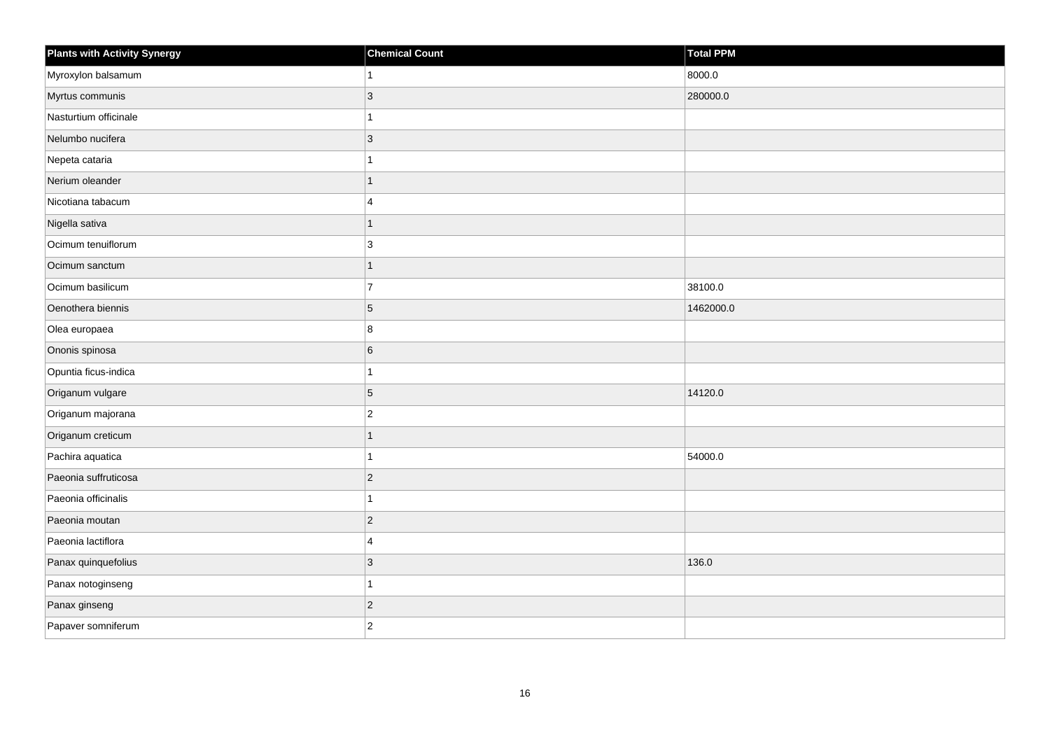| Plants with Activity Synergy | Chemical Count | Total PPM |
| --- | --- | --- |
| Myroxylon balsamum | 1 | 8000.0 |
| Myrtus communis | 3 | 280000.0 |
| Nasturtium officinale | 1 | |
| Nelumbo nucifera | 3 | |
| Nepeta cataria | 1 | |
| Nerium oleander | 1 | |
| Nicotiana tabacum | 4 | |
| Nigella sativa | 1 | |
| Ocimum tenuiflorum | 3 | |
| Ocimum sanctum | 1 | |
| Ocimum basilicum | 7 | 38100.0 |
| Oenothera biennis | 5 | 1462000.0 |
| Olea europaea | 8 | |
| Ononis spinosa | 6 | |
| Opuntia ficus-indica | 1 | |
| Origanum vulgare | 5 | 14120.0 |
| Origanum majorana | 2 | |
| Origanum creticum | 1 | |
| Pachira aquatica | 1 | 54000.0 |
| Paeonia suffruticosa | 2 | |
| Paeonia officinalis | 1 | |
| Paeonia moutan | 2 | |
| Paeonia lactiflora | 4 | |
| Panax quinquefolius | 3 | 136.0 |
| Panax notoginseng | 1 | |
| Panax ginseng | 2 | |
| Papaver somniferum | 2 | |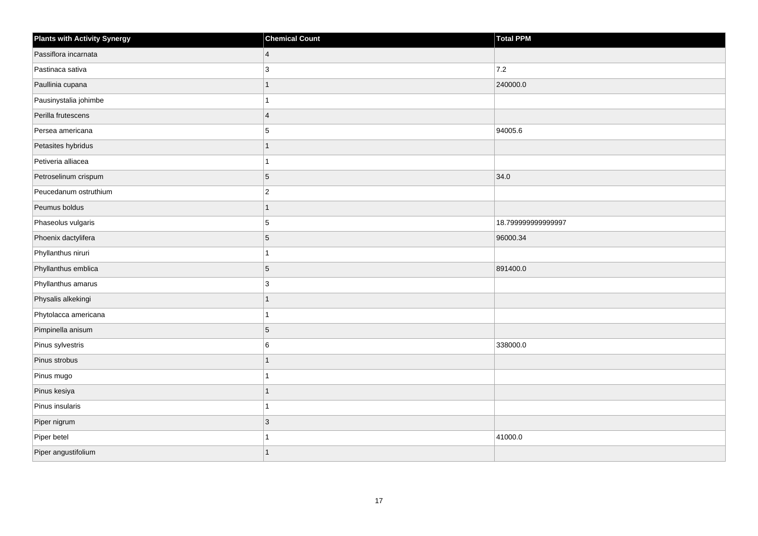| Plants with Activity Synergy | Chemical Count | Total PPM |
| --- | --- | --- |
| Passiflora incarnata | 4 | |
| Pastinaca sativa | 3 | 7.2 |
| Paullinia cupana | 1 | 240000.0 |
| Pausinystalia johimbe | 1 | |
| Perilla frutescens | 4 | |
| Persea americana | 5 | 94005.6 |
| Petasites hybridus | 1 | |
| Petiveria alliacea | 1 | |
| Petroselinum crispum | 5 | 34.0 |
| Peucedanum ostruthium | 2 | |
| Peumus boldus | 1 | |
| Phaseolus vulgaris | 5 | 18.799999999999997 |
| Phoenix dactylifera | 5 | 96000.34 |
| Phyllanthus niruri | 1 | |
| Phyllanthus emblica | 5 | 891400.0 |
| Phyllanthus amarus | 3 | |
| Physalis alkekingi | 1 | |
| Phytolacca americana | 1 | |
| Pimpinella anisum | 5 | |
| Pinus sylvestris | 6 | 338000.0 |
| Pinus strobus | 1 | |
| Pinus mugo | 1 | |
| Pinus kesiya | 1 | |
| Pinus insularis | 1 | |
| Piper nigrum | 3 | |
| Piper betel | 1 | 41000.0 |
| Piper angustifolium | 1 | |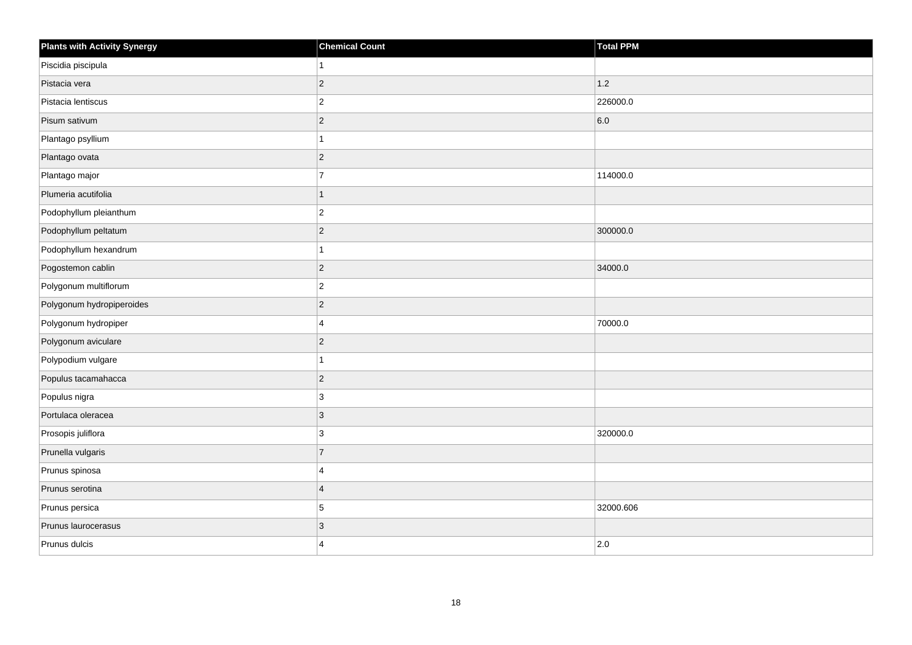| Plants with Activity Synergy | Chemical Count | Total PPM |
|---|---|---|
| Piscidia piscipula | 1 | |
| Pistacia vera | 2 | 1.2 |
| Pistacia lentiscus | 2 | 226000.0 |
| Pisum sativum | 2 | 6.0 |
| Plantago psyllium | 1 | |
| Plantago ovata | 2 | |
| Plantago major | 7 | 114000.0 |
| Plumeria acutifolia | 1 | |
| Podophyllum pleianthum | 2 | |
| Podophyllum peltatum | 2 | 300000.0 |
| Podophyllum hexandrum | 1 | |
| Pogostemon cablin | 2 | 34000.0 |
| Polygonum multiflorum | 2 | |
| Polygonum hydropiperoides | 2 | |
| Polygonum hydropiper | 4 | 70000.0 |
| Polygonum aviculare | 2 | |
| Polypodium vulgare | 1 | |
| Populus tacamahacca | 2 | |
| Populus nigra | 3 | |
| Portulaca oleracea | 3 | |
| Prosopis juliflora | 3 | 320000.0 |
| Prunella vulgaris | 7 | |
| Prunus spinosa | 4 | |
| Prunus serotina | 4 | |
| Prunus persica | 5 | 32000.606 |
| Prunus laurocerasus | 3 | |
| Prunus dulcis | 4 | 2.0 |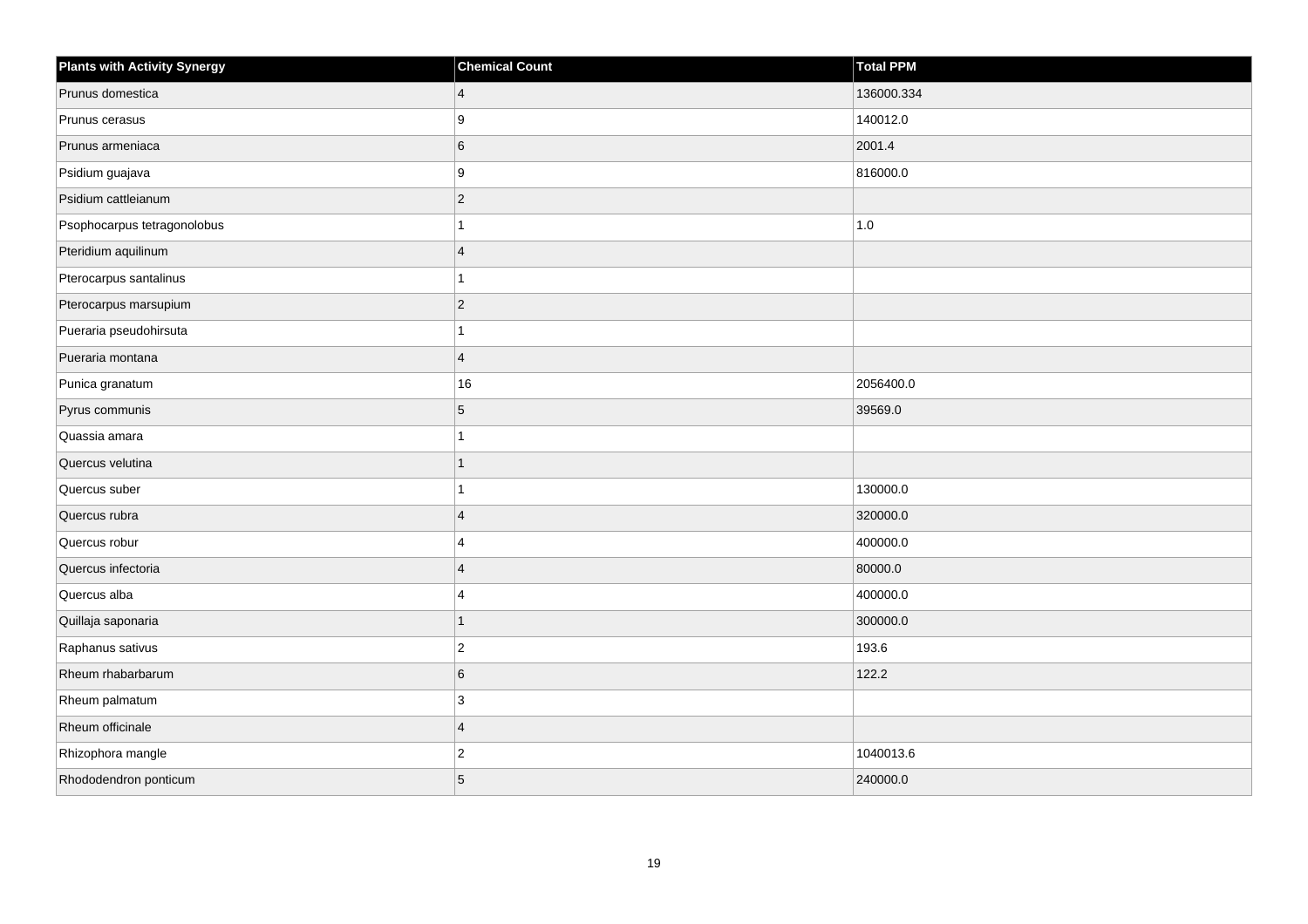| Plants with Activity Synergy | Chemical Count | Total PPM |
| --- | --- | --- |
| Prunus domestica | 4 | 136000.334 |
| Prunus cerasus | 9 | 140012.0 |
| Prunus armeniaca | 6 | 2001.4 |
| Psidium guajava | 9 | 816000.0 |
| Psidium cattleianum | 2 | |
| Psophocarpus tetragonolobus | 1 | 1.0 |
| Pteridium aquilinum | 4 | |
| Pterocarpus santalinus | 1 | |
| Pterocarpus marsupium | 2 | |
| Pueraria pseudohirsuta | 1 | |
| Pueraria montana | 4 | |
| Punica granatum | 16 | 2056400.0 |
| Pyrus communis | 5 | 39569.0 |
| Quassia amara | 1 | |
| Quercus velutina | 1 | |
| Quercus suber | 1 | 130000.0 |
| Quercus rubra | 4 | 320000.0 |
| Quercus robur | 4 | 400000.0 |
| Quercus infectoria | 4 | 80000.0 |
| Quercus alba | 4 | 400000.0 |
| Quillaja saponaria | 1 | 300000.0 |
| Raphanus sativus | 2 | 193.6 |
| Rheum rhabarbarum | 6 | 122.2 |
| Rheum palmatum | 3 | |
| Rheum officinale | 4 | |
| Rhizophora mangle | 2 | 1040013.6 |
| Rhododendron ponticum | 5 | 240000.0 |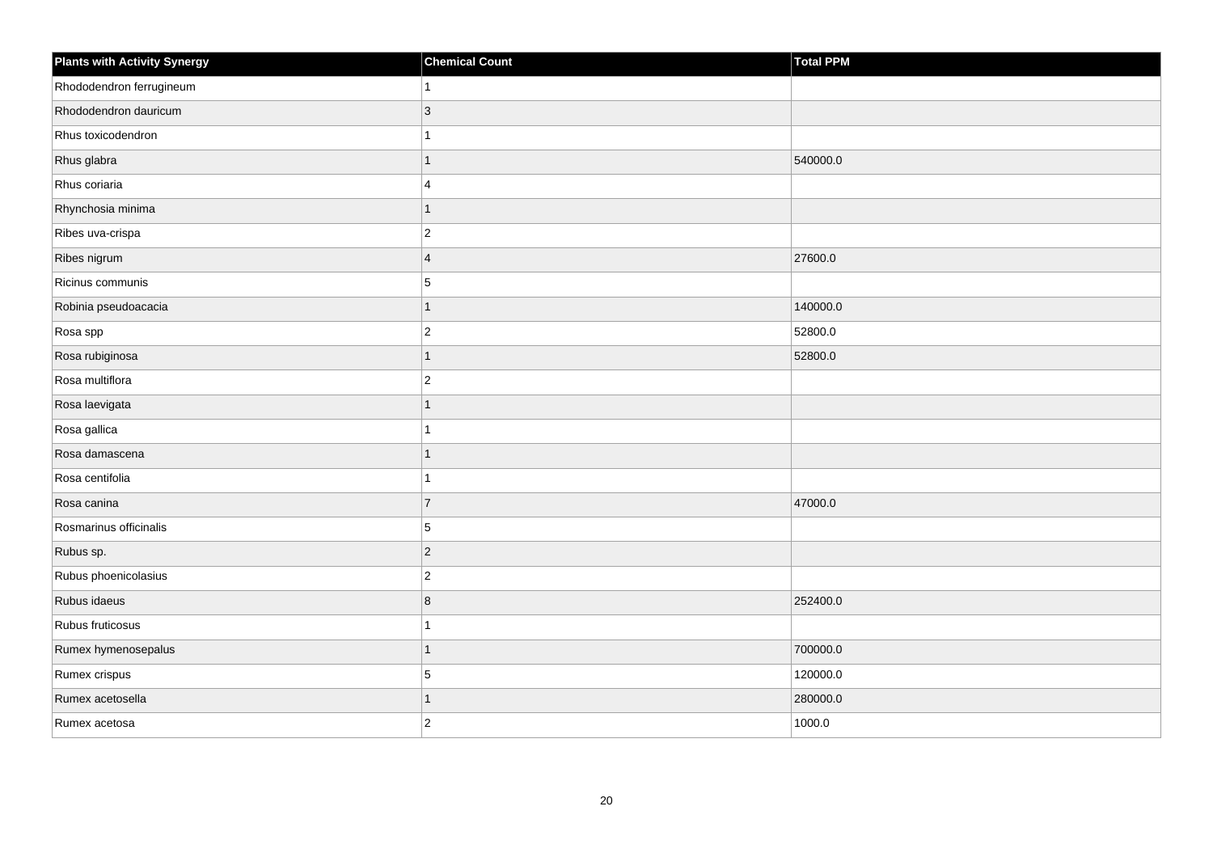| Plants with Activity Synergy | Chemical Count | Total PPM |
| --- | --- | --- |
| Rhododendron ferrugineum | 1 | |
| Rhododendron dauricum | 3 | |
| Rhus toxicodendron | 1 | |
| Rhus glabra | 1 | 540000.0 |
| Rhus coriaria | 4 | |
| Rhynchosia minima | 1 | |
| Ribes uva-crispa | 2 | |
| Ribes nigrum | 4 | 27600.0 |
| Ricinus communis | 5 | |
| Robinia pseudoacacia | 1 | 140000.0 |
| Rosa spp | 2 | 52800.0 |
| Rosa rubiginosa | 1 | 52800.0 |
| Rosa multiflora | 2 | |
| Rosa laevigata | 1 | |
| Rosa gallica | 1 | |
| Rosa damascena | 1 | |
| Rosa centifolia | 1 | |
| Rosa canina | 7 | 47000.0 |
| Rosmarinus officinalis | 5 | |
| Rubus sp. | 2 | |
| Rubus phoenicolasius | 2 | |
| Rubus idaeus | 8 | 252400.0 |
| Rubus fruticosus | 1 | |
| Rumex hymenosepalus | 1 | 700000.0 |
| Rumex crispus | 5 | 120000.0 |
| Rumex acetosella | 1 | 280000.0 |
| Rumex acetosa | 2 | 1000.0 |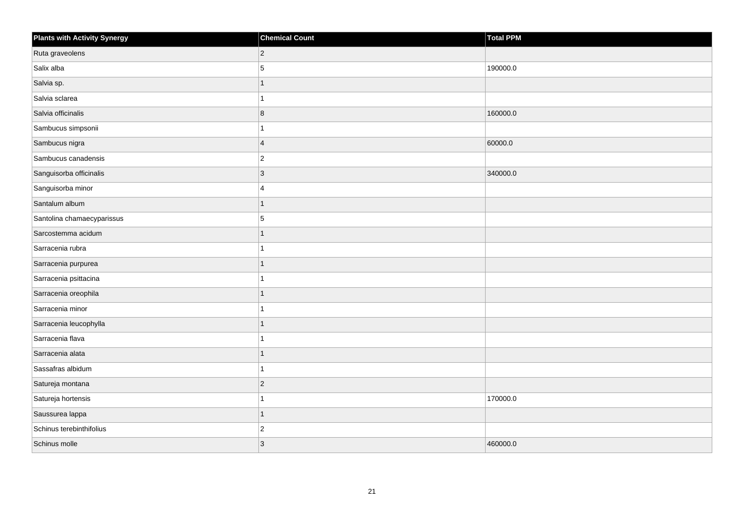| Plants with Activity Synergy | Chemical Count | Total PPM |
| --- | --- | --- |
| Ruta graveolens | 2 | |
| Salix alba | 5 | 190000.0 |
| Salvia sp. | 1 | |
| Salvia sclarea | 1 | |
| Salvia officinalis | 8 | 160000.0 |
| Sambucus simpsonii | 1 | |
| Sambucus nigra | 4 | 60000.0 |
| Sambucus canadensis | 2 | |
| Sanguisorba officinalis | 3 | 340000.0 |
| Sanguisorba minor | 4 | |
| Santalum album | 1 | |
| Santolina chamaecyparissus | 5 | |
| Sarcostemma acidum | 1 | |
| Sarracenia rubra | 1 | |
| Sarracenia purpurea | 1 | |
| Sarracenia psittacina | 1 | |
| Sarracenia oreophila | 1 | |
| Sarracenia minor | 1 | |
| Sarracenia leucophylla | 1 | |
| Sarracenia flava | 1 | |
| Sarracenia alata | 1 | |
| Sassafras albidum | 1 | |
| Satureja montana | 2 | |
| Satureja hortensis | 1 | 170000.0 |
| Saussurea lappa | 1 | |
| Schinus terebinthifolius | 2 | |
| Schinus molle | 3 | 460000.0 |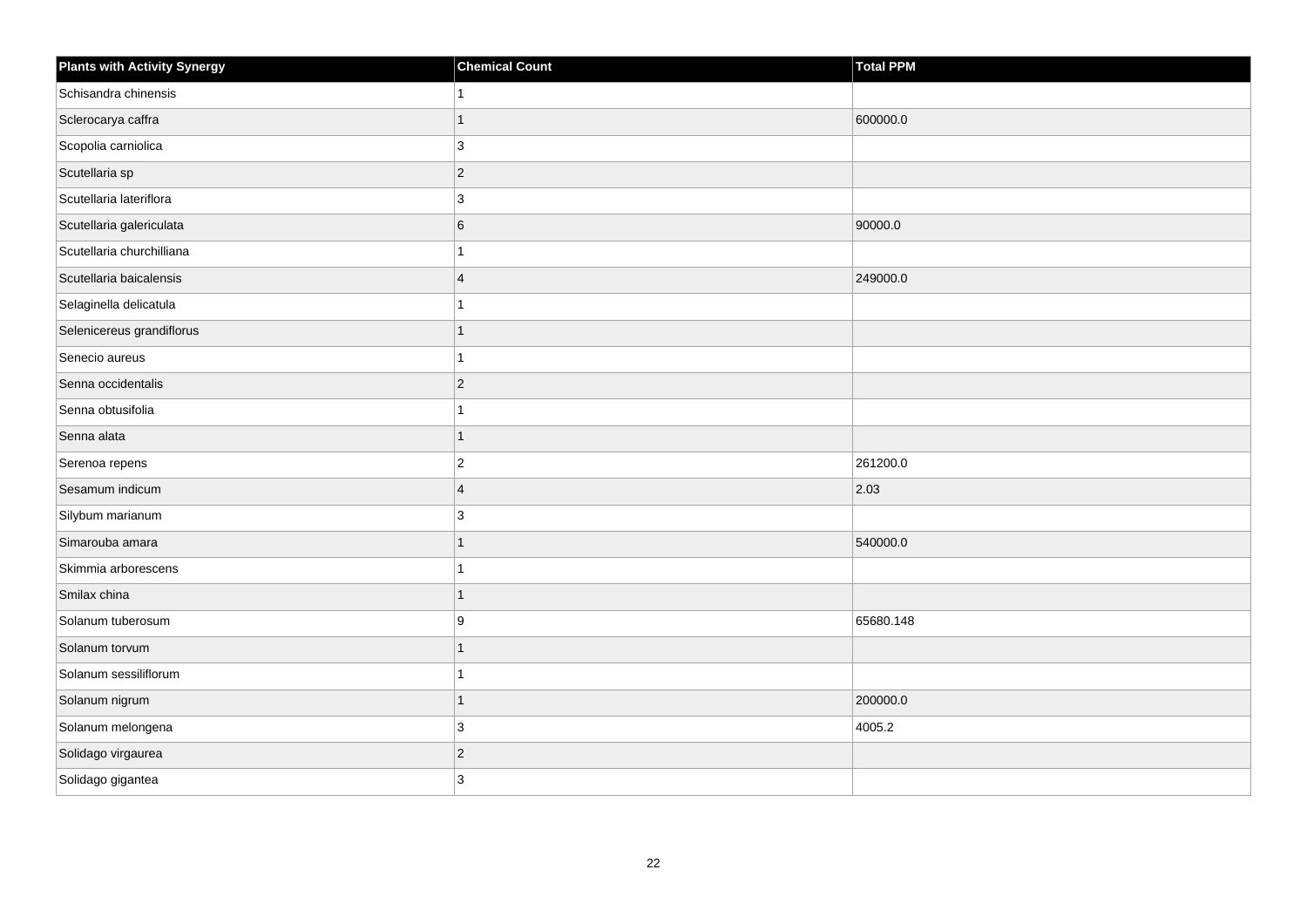| Plants with Activity Synergy | Chemical Count | Total PPM |
| --- | --- | --- |
| Schisandra chinensis | 1 | |
| Sclerocarya caffra | 1 | 600000.0 |
| Scopolia carniolica | 3 | |
| Scutellaria sp | 2 | |
| Scutellaria lateriflora | 3 | |
| Scutellaria galericulata | 6 | 90000.0 |
| Scutellaria churchilliana | 1 | |
| Scutellaria baicalensis | 4 | 249000.0 |
| Selaginella delicatula | 1 | |
| Selenicereus grandiflorus | 1 | |
| Senecio aureus | 1 | |
| Senna occidentalis | 2 | |
| Senna obtusifolia | 1 | |
| Senna alata | 1 | |
| Serenoa repens | 2 | 261200.0 |
| Sesamum indicum | 4 | 2.03 |
| Silybum marianum | 3 | |
| Simarouba amara | 1 | 540000.0 |
| Skimmia arborescens | 1 | |
| Smilax china | 1 | |
| Solanum tuberosum | 9 | 65680.148 |
| Solanum torvum | 1 | |
| Solanum sessiliflorum | 1 | |
| Solanum nigrum | 1 | 200000.0 |
| Solanum melongena | 3 | 4005.2 |
| Solidago virgaurea | 2 | |
| Solidago gigantea | 3 | |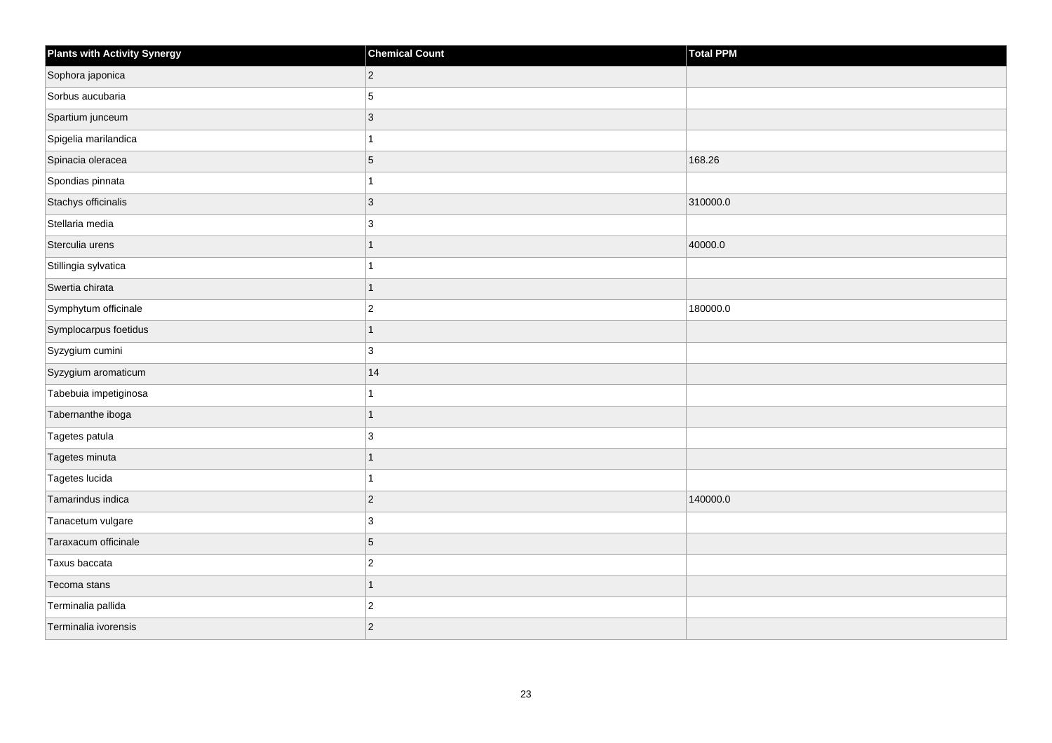| Plants with Activity Synergy | Chemical Count | Total PPM |
| --- | --- | --- |
| Sophora japonica | 2 | |
| Sorbus aucubaria | 5 | |
| Spartium junceum | 3 | |
| Spigelia marilandica | 1 | |
| Spinacia oleracea | 5 | 168.26 |
| Spondias pinnata | 1 | |
| Stachys officinalis | 3 | 310000.0 |
| Stellaria media | 3 | |
| Sterculia urens | 1 | 40000.0 |
| Stillingia sylvatica | 1 | |
| Swertia chirata | 1 | |
| Symphytum officinale | 2 | 180000.0 |
| Symplocarpus foetidus | 1 | |
| Syzygium cumini | 3 | |
| Syzygium aromaticum | 14 | |
| Tabebuia impetiginosa | 1 | |
| Tabernanthe iboga | 1 | |
| Tagetes patula | 3 | |
| Tagetes minuta | 1 | |
| Tagetes lucida | 1 | |
| Tamarindus indica | 2 | 140000.0 |
| Tanacetum vulgare | 3 | |
| Taraxacum officinale | 5 | |
| Taxus baccata | 2 | |
| Tecoma stans | 1 | |
| Terminalia pallida | 2 | |
| Terminalia ivorensis | 2 | |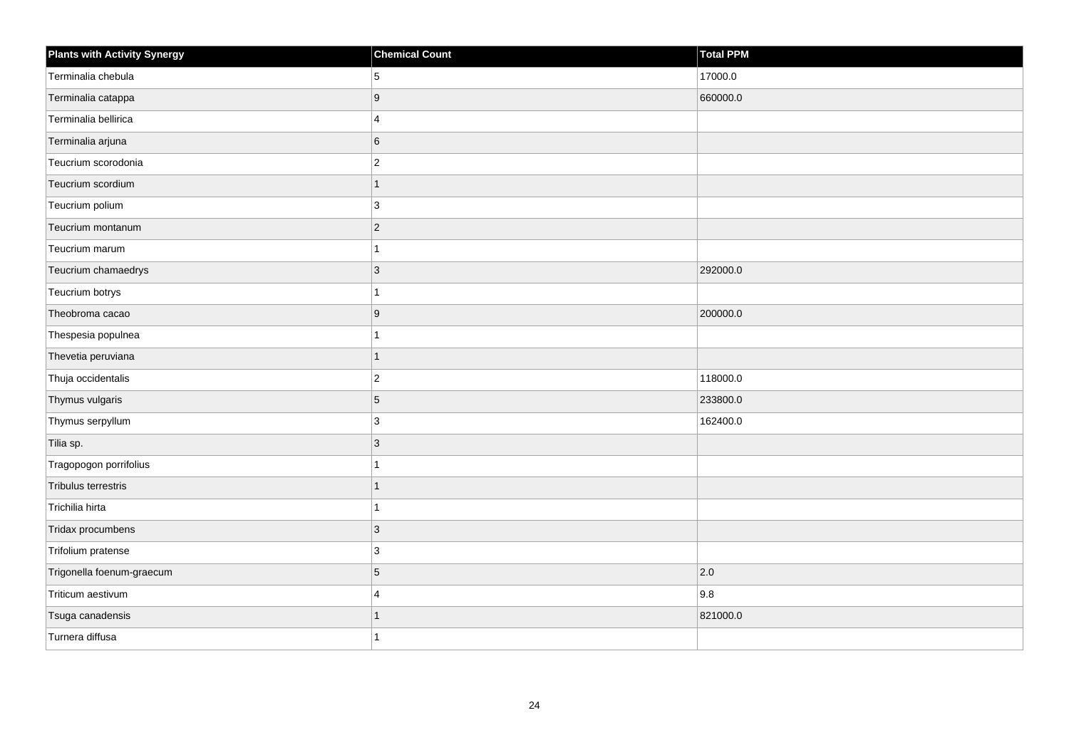| Plants with Activity Synergy | Chemical Count | Total PPM |
| --- | --- | --- |
| Terminalia chebula | 5 | 17000.0 |
| Terminalia catappa | 9 | 660000.0 |
| Terminalia bellirica | 4 | |
| Terminalia arjuna | 6 | |
| Teucrium scorodonia | 2 | |
| Teucrium scordium | 1 | |
| Teucrium polium | 3 | |
| Teucrium montanum | 2 | |
| Teucrium marum | 1 | |
| Teucrium chamaedrys | 3 | 292000.0 |
| Teucrium botrys | 1 | |
| Theobroma cacao | 9 | 200000.0 |
| Thespesia populnea | 1 | |
| Thevetia peruviana | 1 | |
| Thuja occidentalis | 2 | 118000.0 |
| Thymus vulgaris | 5 | 233800.0 |
| Thymus serpyllum | 3 | 162400.0 |
| Tilia sp. | 3 | |
| Tragopogon porrifolius | 1 | |
| Tribulus terrestris | 1 | |
| Trichilia hirta | 1 | |
| Tridax procumbens | 3 | |
| Trifolium pratense | 3 | |
| Trigonella foenum-graecum | 5 | 2.0 |
| Triticum aestivum | 4 | 9.8 |
| Tsuga canadensis | 1 | 821000.0 |
| Turnera diffusa | 1 | |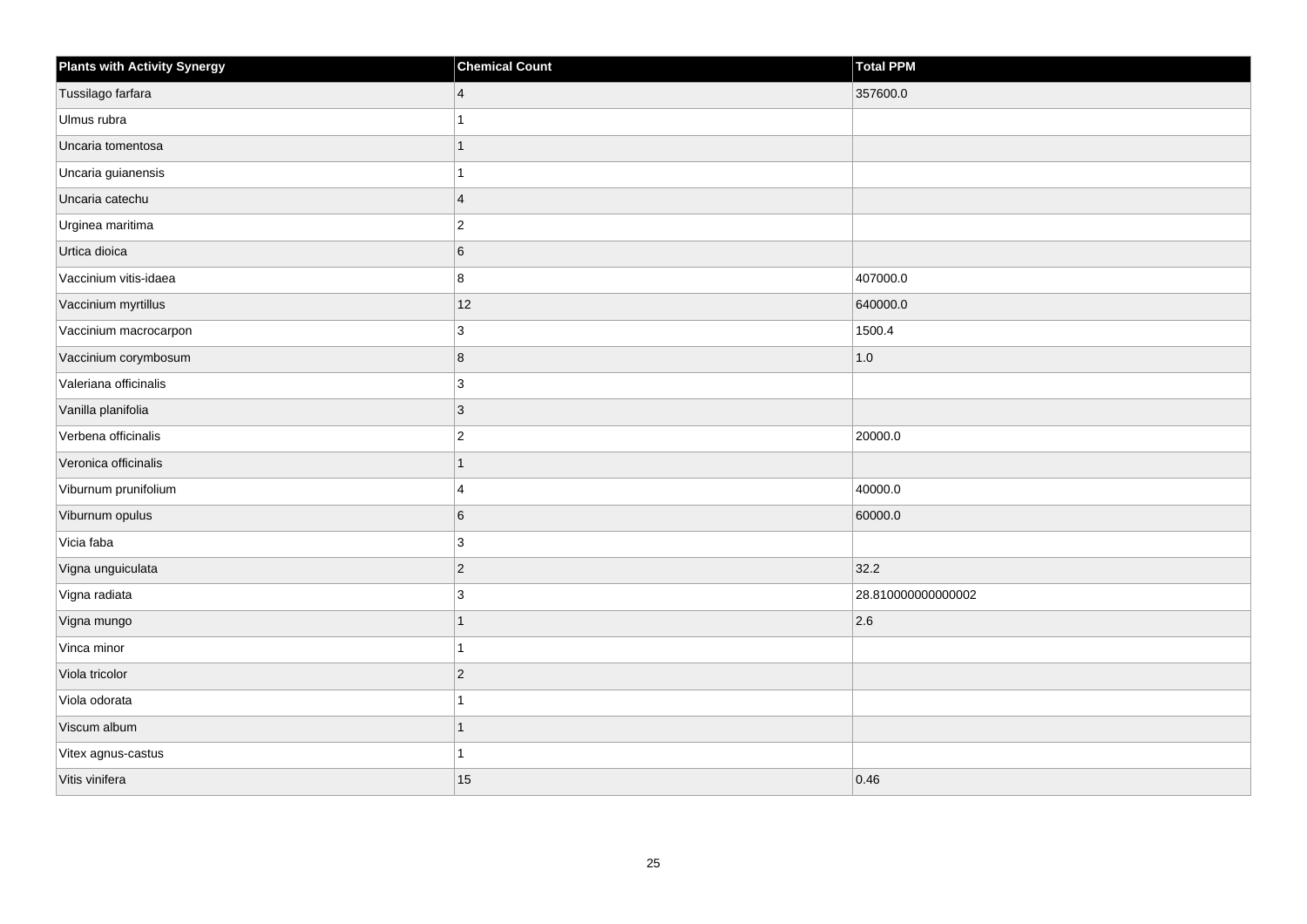| Plants with Activity Synergy | Chemical Count | Total PPM |
| --- | --- | --- |
| Tussilago farfara | 4 | 357600.0 |
| Ulmus rubra | 1 | |
| Uncaria tomentosa | 1 | |
| Uncaria guianensis | 1 | |
| Uncaria catechu | 4 | |
| Urginea maritima | 2 | |
| Urtica dioica | 6 | |
| Vaccinium vitis-idaea | 8 | 407000.0 |
| Vaccinium myrtillus | 12 | 640000.0 |
| Vaccinium macrocarpon | 3 | 1500.4 |
| Vaccinium corymbosum | 8 | 1.0 |
| Valeriana officinalis | 3 | |
| Vanilla planifolia | 3 | |
| Verbena officinalis | 2 | 20000.0 |
| Veronica officinalis | 1 | |
| Viburnum prunifolium | 4 | 40000.0 |
| Viburnum opulus | 6 | 60000.0 |
| Vicia faba | 3 | |
| Vigna unguiculata | 2 | 32.2 |
| Vigna radiata | 3 | 28.810000000000002 |
| Vigna mungo | 1 | 2.6 |
| Vinca minor | 1 | |
| Viola tricolor | 2 | |
| Viola odorata | 1 | |
| Viscum album | 1 | |
| Vitex agnus-castus | 1 | |
| Vitis vinifera | 15 | 0.46 |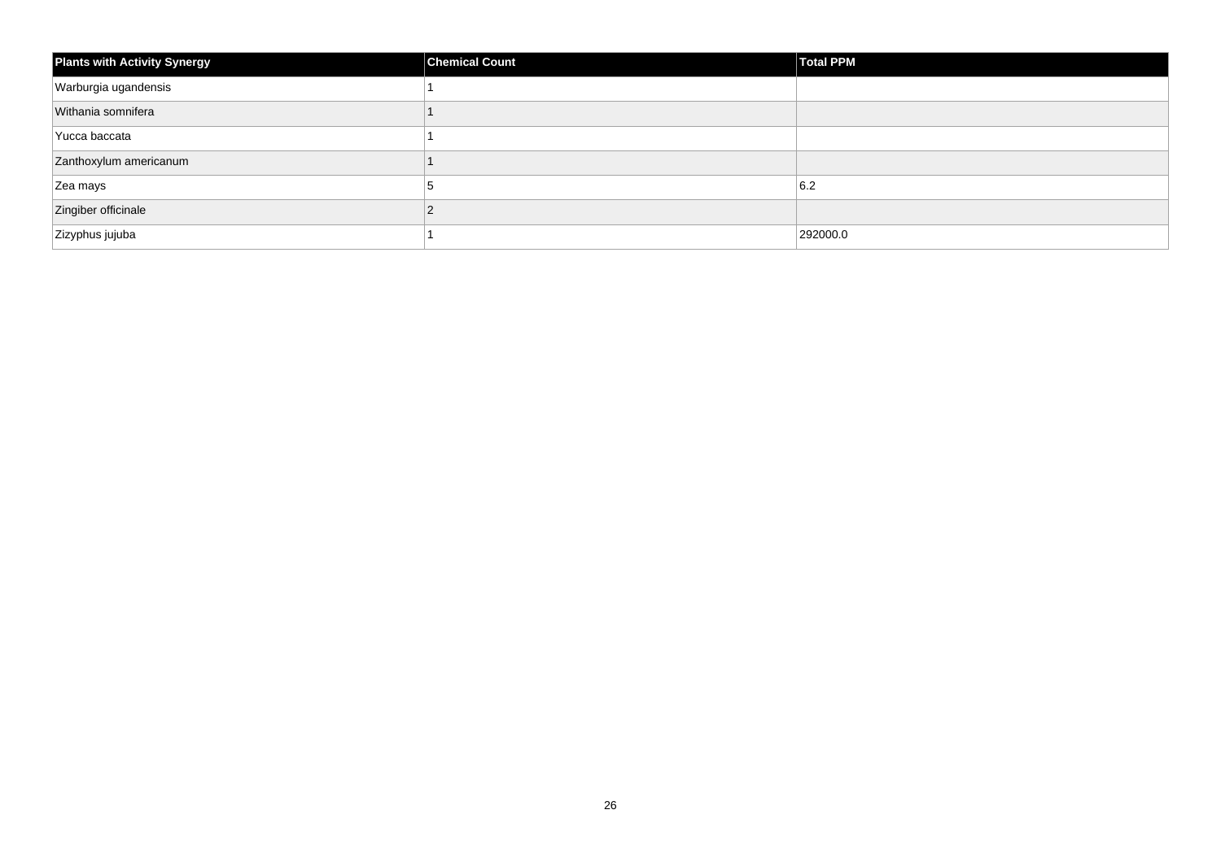| Plants with Activity Synergy | Chemical Count | Total PPM |
|---|---|---|
| Warburgia ugandensis | 1 | |
| Withania somnifera | 1 | |
| Yucca baccata | 1 | |
| Zanthoxylum americanum | 1 | |
| Zea mays | 5 | 6.2 |
| Zingiber officinale | 2 | |
| Zizyphus jujuba | 1 | 292000.0 |